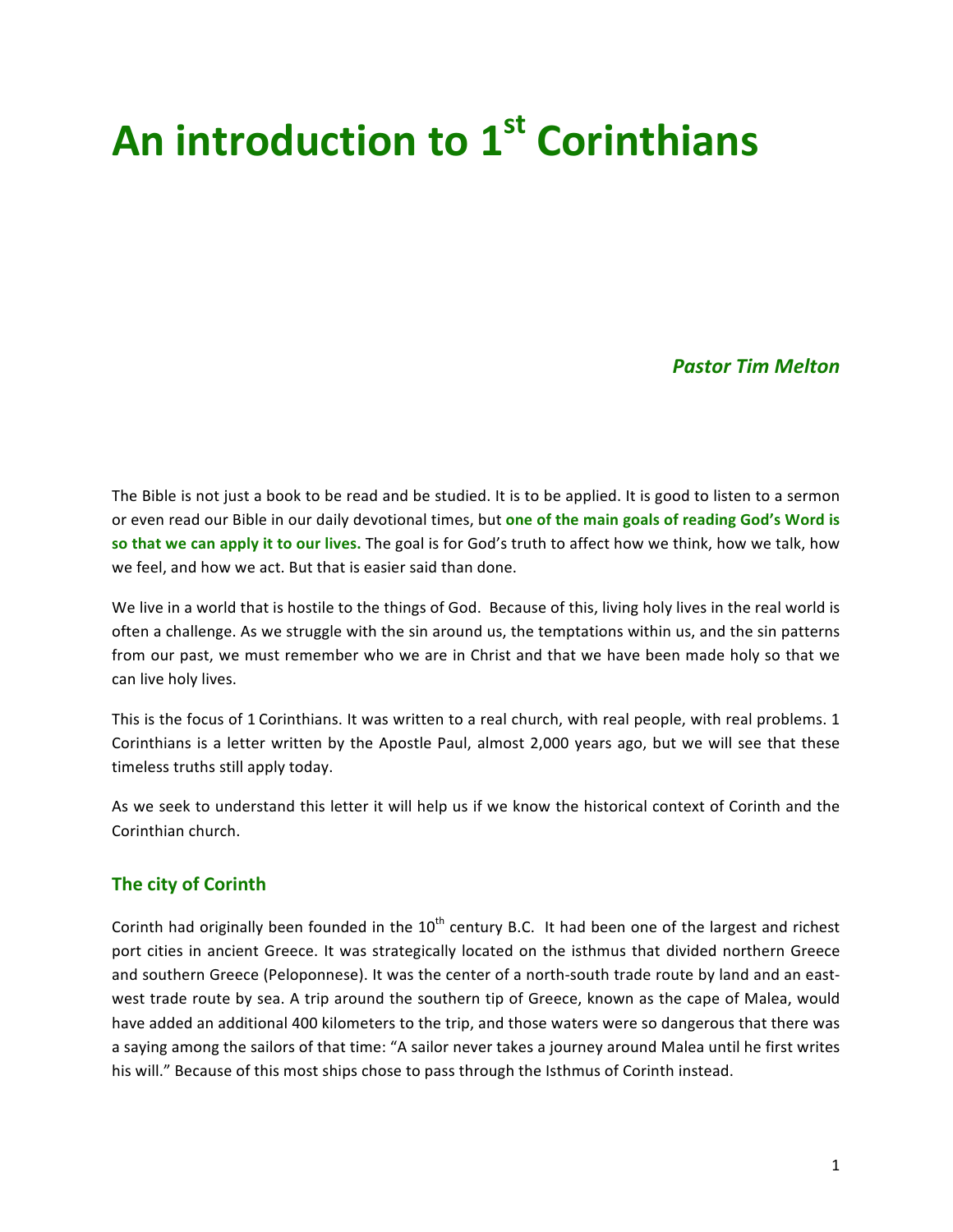# An introduction to 1st Corinthians

***Pastor Tim Melton***

The Bible is not just a book to be read and be studied. It is to be applied. It is good to listen to a sermon or even read our Bible in our daily devotional times, but **one of the main goals of reading God's Word is so that we can apply it to our lives.** The goal is for God's truth to affect how we think, how we talk, how we feel, and how we act. But that is easier said than done.

We live in a world that is hostile to the things of God. Because of this, living holy lives in the real world is often a challenge. As we struggle with the sin around us, the temptations within us, and the sin patterns from our past, we must remember who we are in Christ and that we have been made holy so that we can live holy lives.

This is the focus of 1 Corinthians. It was written to a real church, with real people, with real problems. 1 Corinthians is a letter written by the Apostle Paul, almost 2,000 years ago, but we will see that these timeless truths still apply today.

As we seek to understand this letter it will help us if we know the historical context of Corinth and the Corinthian church.

## The city of Corinth

Corinth had originally been founded in the 10th century B.C. It had been one of the largest and richest port cities in ancient Greece. It was strategically located on the isthmus that divided northern Greece and southern Greece (Peloponnese). It was the center of a north-south trade route by land and an east-west trade route by sea. A trip around the southern tip of Greece, known as the cape of Malea, would have added an additional 400 kilometers to the trip, and those waters were so dangerous that there was a saying among the sailors of that time: "A sailor never takes a journey around Malea until he first writes his will." Because of this most ships chose to pass through the Isthmus of Corinth instead.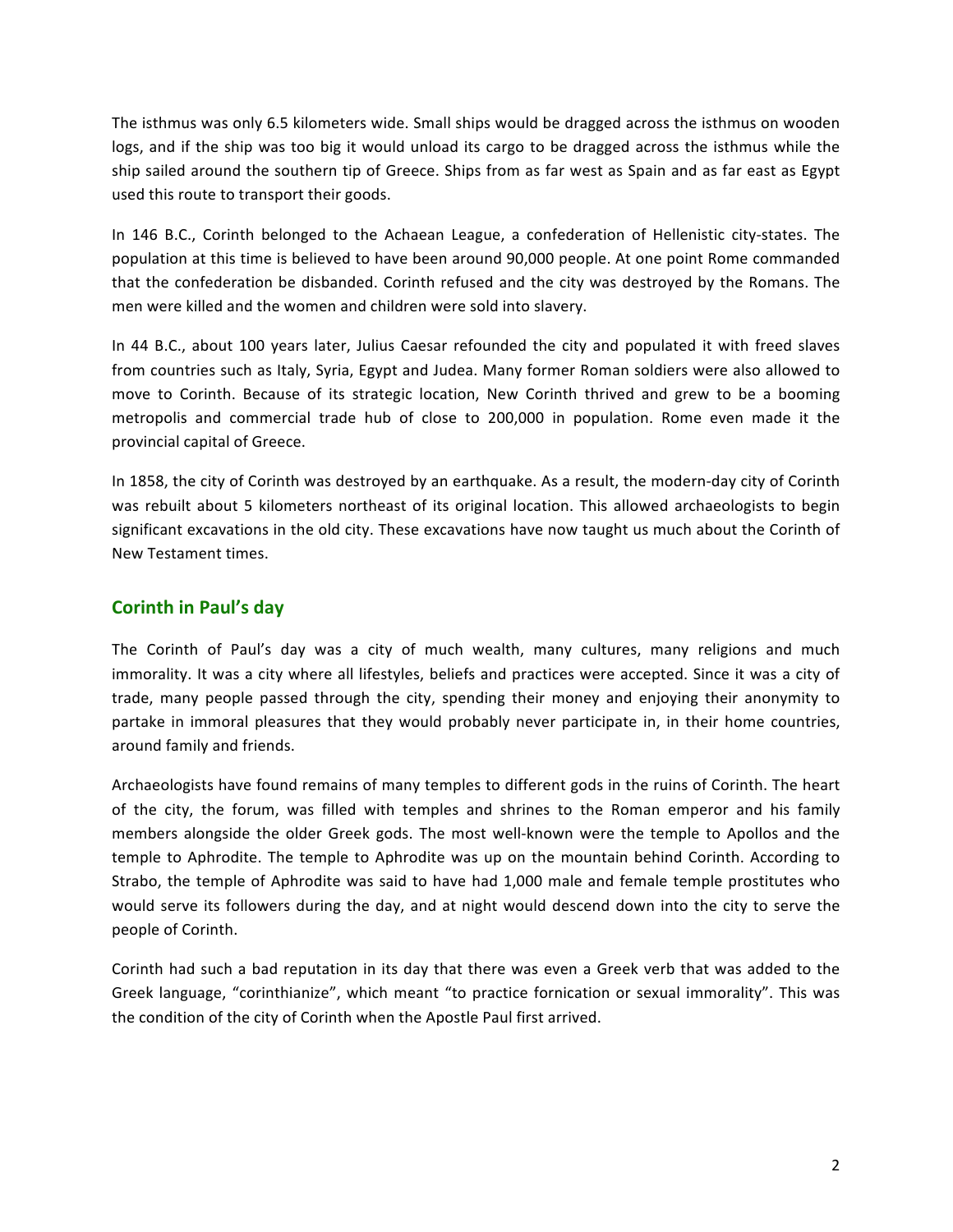The isthmus was only 6.5 kilometers wide. Small ships would be dragged across the isthmus on wooden logs, and if the ship was too big it would unload its cargo to be dragged across the isthmus while the ship sailed around the southern tip of Greece. Ships from as far west as Spain and as far east as Egypt used this route to transport their goods.

In 146 B.C., Corinth belonged to the Achaean League, a confederation of Hellenistic city-states. The population at this time is believed to have been around 90,000 people. At one point Rome commanded that the confederation be disbanded. Corinth refused and the city was destroyed by the Romans. The men were killed and the women and children were sold into slavery.

In 44 B.C., about 100 years later, Julius Caesar refounded the city and populated it with freed slaves from countries such as Italy, Syria, Egypt and Judea. Many former Roman soldiers were also allowed to move to Corinth. Because of its strategic location, New Corinth thrived and grew to be a booming metropolis and commercial trade hub of close to 200,000 in population. Rome even made it the provincial capital of Greece.

In 1858, the city of Corinth was destroyed by an earthquake. As a result, the modern-day city of Corinth was rebuilt about 5 kilometers northeast of its original location. This allowed archaeologists to begin significant excavations in the old city. These excavations have now taught us much about the Corinth of New Testament times.

## Corinth in Paul's day

The Corinth of Paul's day was a city of much wealth, many cultures, many religions and much immorality. It was a city where all lifestyles, beliefs and practices were accepted. Since it was a city of trade, many people passed through the city, spending their money and enjoying their anonymity to partake in immoral pleasures that they would probably never participate in, in their home countries, around family and friends.

Archaeologists have found remains of many temples to different gods in the ruins of Corinth. The heart of the city, the forum, was filled with temples and shrines to the Roman emperor and his family members alongside the older Greek gods. The most well-known were the temple to Apollos and the temple to Aphrodite. The temple to Aphrodite was up on the mountain behind Corinth. According to Strabo, the temple of Aphrodite was said to have had 1,000 male and female temple prostitutes who would serve its followers during the day, and at night would descend down into the city to serve the people of Corinth.

Corinth had such a bad reputation in its day that there was even a Greek verb that was added to the Greek language, "corinthianize", which meant "to practice fornication or sexual immorality". This was the condition of the city of Corinth when the Apostle Paul first arrived.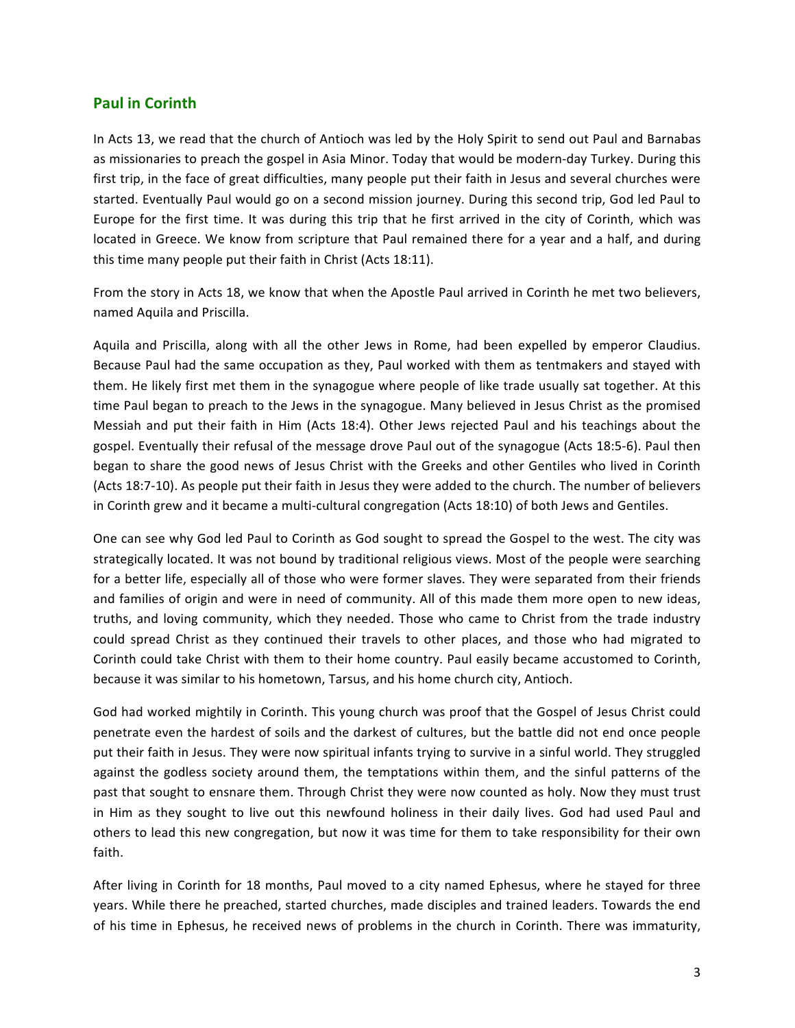## Paul in Corinth

In Acts 13, we read that the church of Antioch was led by the Holy Spirit to send out Paul and Barnabas as missionaries to preach the gospel in Asia Minor. Today that would be modern-day Turkey. During this first trip, in the face of great difficulties, many people put their faith in Jesus and several churches were started. Eventually Paul would go on a second mission journey. During this second trip, God led Paul to Europe for the first time. It was during this trip that he first arrived in the city of Corinth, which was located in Greece. We know from scripture that Paul remained there for a year and a half, and during this time many people put their faith in Christ (Acts 18:11).

From the story in Acts 18, we know that when the Apostle Paul arrived in Corinth he met two believers, named Aquila and Priscilla.

Aquila and Priscilla, along with all the other Jews in Rome, had been expelled by emperor Claudius. Because Paul had the same occupation as they, Paul worked with them as tentmakers and stayed with them. He likely first met them in the synagogue where people of like trade usually sat together. At this time Paul began to preach to the Jews in the synagogue. Many believed in Jesus Christ as the promised Messiah and put their faith in Him (Acts 18:4). Other Jews rejected Paul and his teachings about the gospel. Eventually their refusal of the message drove Paul out of the synagogue (Acts 18:5-6). Paul then began to share the good news of Jesus Christ with the Greeks and other Gentiles who lived in Corinth (Acts 18:7-10). As people put their faith in Jesus they were added to the church. The number of believers in Corinth grew and it became a multi-cultural congregation (Acts 18:10) of both Jews and Gentiles.

One can see why God led Paul to Corinth as God sought to spread the Gospel to the west. The city was strategically located. It was not bound by traditional religious views. Most of the people were searching for a better life, especially all of those who were former slaves. They were separated from their friends and families of origin and were in need of community. All of this made them more open to new ideas, truths, and loving community, which they needed. Those who came to Christ from the trade industry could spread Christ as they continued their travels to other places, and those who had migrated to Corinth could take Christ with them to their home country. Paul easily became accustomed to Corinth, because it was similar to his hometown, Tarsus, and his home church city, Antioch.

God had worked mightily in Corinth. This young church was proof that the Gospel of Jesus Christ could penetrate even the hardest of soils and the darkest of cultures, but the battle did not end once people put their faith in Jesus. They were now spiritual infants trying to survive in a sinful world. They struggled against the godless society around them, the temptations within them, and the sinful patterns of the past that sought to ensnare them. Through Christ they were now counted as holy. Now they must trust in Him as they sought to live out this newfound holiness in their daily lives. God had used Paul and others to lead this new congregation, but now it was time for them to take responsibility for their own faith.

After living in Corinth for 18 months, Paul moved to a city named Ephesus, where he stayed for three years. While there he preached, started churches, made disciples and trained leaders. Towards the end of his time in Ephesus, he received news of problems in the church in Corinth. There was immaturity,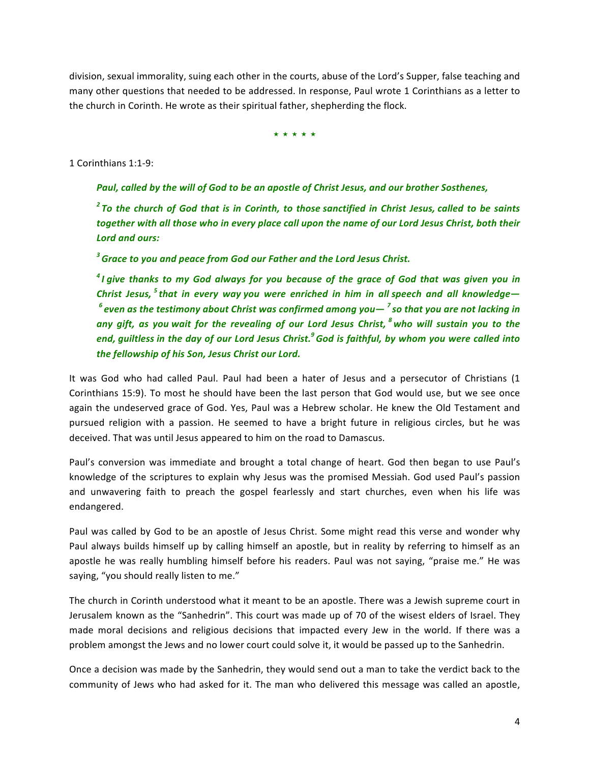division, sexual immorality, suing each other in the courts, abuse of the Lord's Supper, false teaching and many other questions that needed to be addressed. In response, Paul wrote 1 Corinthians as a letter to the church in Corinth. He wrote as their spiritual father, shepherding the flock.

★ ★ ★ ★ ★

1 Corinthians 1:1-9:

> ***Paul, called by the will of God to be an apostle of Christ Jesus, and our brother Sosthenes,***
>
> ***2 To the church of God that is in Corinth, to those sanctified in Christ Jesus, called to be saints together with all those who in every place call upon the name of our Lord Jesus Christ, both their Lord and ours:***
>
> ***3 Grace to you and peace from God our Father and the Lord Jesus Christ.***
>
> ***4 I give thanks to my God always for you because of the grace of God that was given you in Christ Jesus, 5 that in every way you were enriched in him in all speech and all knowledge— 6 even as the testimony about Christ was confirmed among you— 7 so that you are not lacking in any gift, as you wait for the revealing of our Lord Jesus Christ, 8 who will sustain you to the end, guiltless in the day of our Lord Jesus Christ. 9 God is faithful, by whom you were called into the fellowship of his Son, Jesus Christ our Lord.***

It was God who had called Paul. Paul had been a hater of Jesus and a persecutor of Christians (1 Corinthians 15:9). To most he should have been the last person that God would use, but we see once again the undeserved grace of God. Yes, Paul was a Hebrew scholar. He knew the Old Testament and pursued religion with a passion. He seemed to have a bright future in religious circles, but he was deceived. That was until Jesus appeared to him on the road to Damascus.

Paul's conversion was immediate and brought a total change of heart. God then began to use Paul's knowledge of the scriptures to explain why Jesus was the promised Messiah. God used Paul's passion and unwavering faith to preach the gospel fearlessly and start churches, even when his life was endangered.

Paul was called by God to be an apostle of Jesus Christ. Some might read this verse and wonder why Paul always builds himself up by calling himself an apostle, but in reality by referring to himself as an apostle he was really humbling himself before his readers. Paul was not saying, "praise me." He was saying, "you should really listen to me."

The church in Corinth understood what it meant to be an apostle. There was a Jewish supreme court in Jerusalem known as the "Sanhedrin". This court was made up of 70 of the wisest elders of Israel. They made moral decisions and religious decisions that impacted every Jew in the world. If there was a problem amongst the Jews and no lower court could solve it, it would be passed up to the Sanhedrin.

Once a decision was made by the Sanhedrin, they would send out a man to take the verdict back to the community of Jews who had asked for it. The man who delivered this message was called an apostle,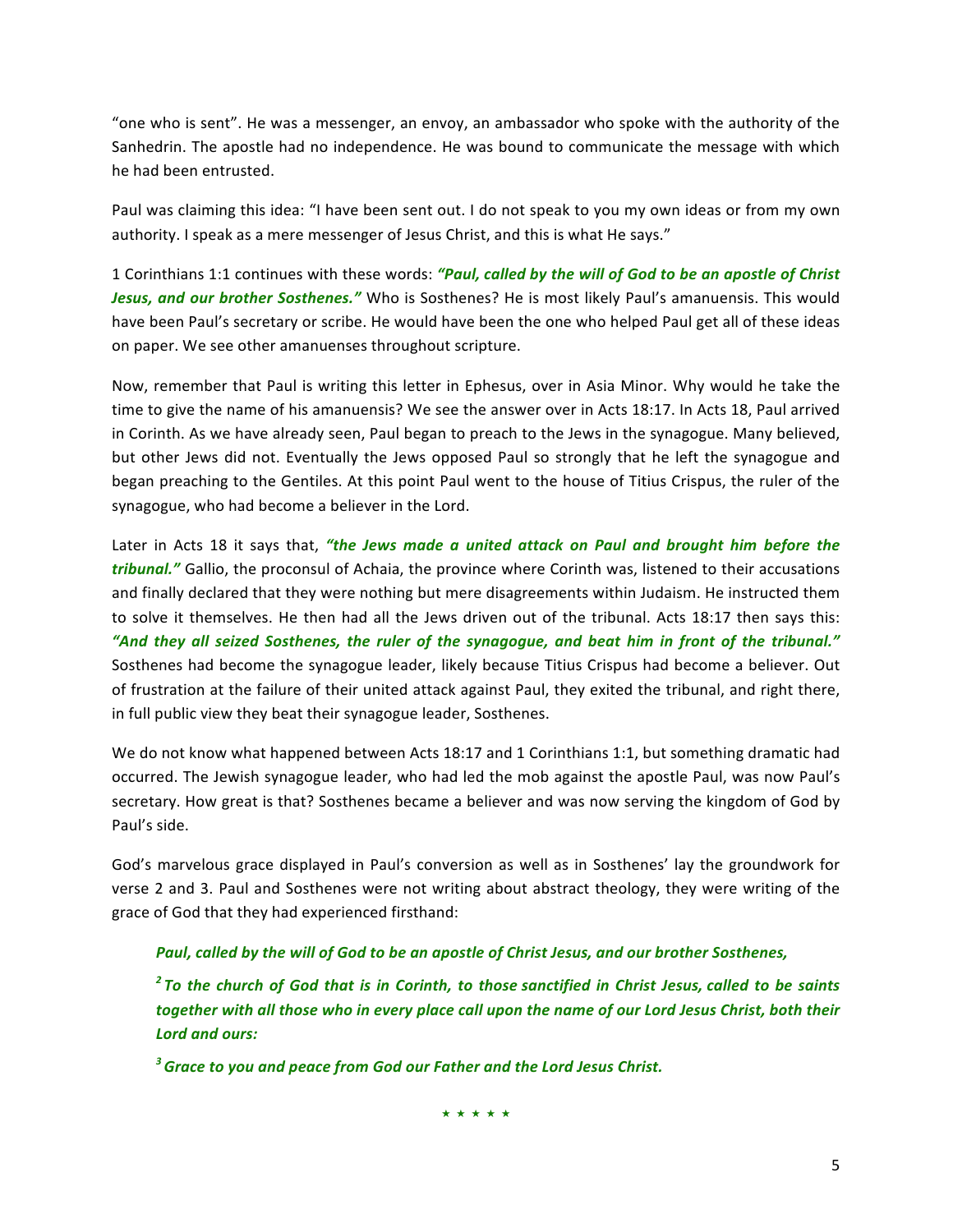"one who is sent". He was a messenger, an envoy, an ambassador who spoke with the authority of the Sanhedrin. The apostle had no independence. He was bound to communicate the message with which he had been entrusted.

Paul was claiming this idea: "I have been sent out. I do not speak to you my own ideas or from my own authority. I speak as a mere messenger of Jesus Christ, and this is what He says."

1 Corinthians 1:1 continues with these words: ***"Paul, called by the will of God to be an apostle of Christ Jesus, and our brother Sosthenes."*** Who is Sosthenes? He is most likely Paul's amanuensis. This would have been Paul's secretary or scribe. He would have been the one who helped Paul get all of these ideas on paper. We see other amanuenses throughout scripture.

Now, remember that Paul is writing this letter in Ephesus, over in Asia Minor. Why would he take the time to give the name of his amanuensis? We see the answer over in Acts 18:17. In Acts 18, Paul arrived in Corinth. As we have already seen, Paul began to preach to the Jews in the synagogue. Many believed, but other Jews did not. Eventually the Jews opposed Paul so strongly that he left the synagogue and began preaching to the Gentiles. At this point Paul went to the house of Titius Crispus, the ruler of the synagogue, who had become a believer in the Lord.

Later in Acts 18 it says that, ***"the Jews made a united attack on Paul and brought him before the tribunal."*** Gallio, the proconsul of Achaia, the province where Corinth was, listened to their accusations and finally declared that they were nothing but mere disagreements within Judaism. He instructed them to solve it themselves. He then had all the Jews driven out of the tribunal. Acts 18:17 then says this: ***"And they all seized Sosthenes, the ruler of the synagogue, and beat him in front of the tribunal."*** Sosthenes had become the synagogue leader, likely because Titius Crispus had become a believer. Out of frustration at the failure of their united attack against Paul, they exited the tribunal, and right there, in full public view they beat their synagogue leader, Sosthenes.

We do not know what happened between Acts 18:17 and 1 Corinthians 1:1, but something dramatic had occurred. The Jewish synagogue leader, who had led the mob against the apostle Paul, was now Paul's secretary. How great is that? Sosthenes became a believer and was now serving the kingdom of God by Paul's side.

God's marvelous grace displayed in Paul's conversion as well as in Sosthenes' lay the groundwork for verse 2 and 3. Paul and Sosthenes were not writing about abstract theology, they were writing of the grace of God that they had experienced firsthand:

> ***Paul, called by the will of God to be an apostle of Christ Jesus, and our brother Sosthenes,***
>
> ***[2] To the church of God that is in Corinth, to those sanctified in Christ Jesus, called to be saints together with all those who in every place call upon the name of our Lord Jesus Christ, both their Lord and ours:***
>
> ***[3] Grace to you and peace from God our Father and the Lord Jesus Christ.***

⋆ ⋆ ⋆ ⋆ ⋆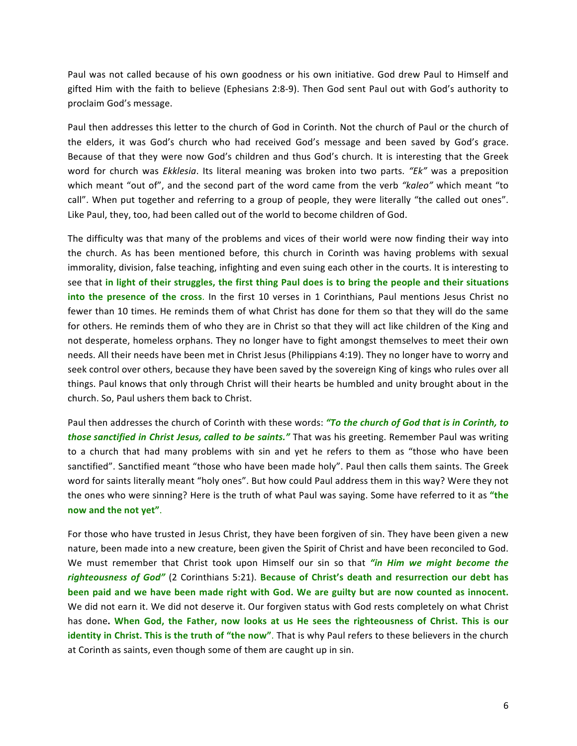Paul was not called because of his own goodness or his own initiative. God drew Paul to Himself and gifted Him with the faith to believe (Ephesians 2:8-9). Then God sent Paul out with God's authority to proclaim God's message.

Paul then addresses this letter to the church of God in Corinth. Not the church of Paul or the church of the elders, it was God's church who had received God's message and been saved by God's grace. Because of that they were now God's children and thus God's church. It is interesting that the Greek word for church was *Ekklesia*. Its literal meaning was broken into two parts. *"Ek"* was a preposition which meant "out of", and the second part of the word came from the verb *"kaleo"* which meant "to call". When put together and referring to a group of people, they were literally "the called out ones". Like Paul, they, too, had been called out of the world to become children of God.

The difficulty was that many of the problems and vices of their world were now finding their way into the church. As has been mentioned before, this church in Corinth was having problems with sexual immorality, division, false teaching, infighting and even suing each other in the courts. It is interesting to see that **in light of their struggles, the first thing Paul does is to bring the people and their situations into the presence of the cross**. In the first 10 verses in 1 Corinthians, Paul mentions Jesus Christ no fewer than 10 times. He reminds them of what Christ has done for them so that they will do the same for others. He reminds them of who they are in Christ so that they will act like children of the King and not desperate, homeless orphans. They no longer have to fight amongst themselves to meet their own needs. All their needs have been met in Christ Jesus (Philippians 4:19). They no longer have to worry and seek control over others, because they have been saved by the sovereign King of kings who rules over all things. Paul knows that only through Christ will their hearts be humbled and unity brought about in the church. So, Paul ushers them back to Christ.

Paul then addresses the church of Corinth with these words: ***"To the church of God that is in Corinth, to those sanctified in Christ Jesus, called to be saints."*** That was his greeting. Remember Paul was writing to a church that had many problems with sin and yet he refers to them as "those who have been sanctified". Sanctified meant "those who have been made holy". Paul then calls them saints. The Greek word for saints literally meant "holy ones". But how could Paul address them in this way? Were they not the ones who were sinning? Here is the truth of what Paul was saying. Some have referred to it as **"the now and the not yet"**.

For those who have trusted in Jesus Christ, they have been forgiven of sin. They have been given a new nature, been made into a new creature, been given the Spirit of Christ and have been reconciled to God. We must remember that Christ took upon Himself our sin so that ***"in Him we might become the righteousness of God"*** (2 Corinthians 5:21). **Because of Christ's death and resurrection our debt has been paid and we have been made right with God. We are guilty but are now counted as innocent.** We did not earn it. We did not deserve it. Our forgiven status with God rests completely on what Christ has done**. When God, the Father, now looks at us He sees the righteousness of Christ. This is our identity in Christ. This is the truth of "the now"**. That is why Paul refers to these believers in the church at Corinth as saints, even though some of them are caught up in sin.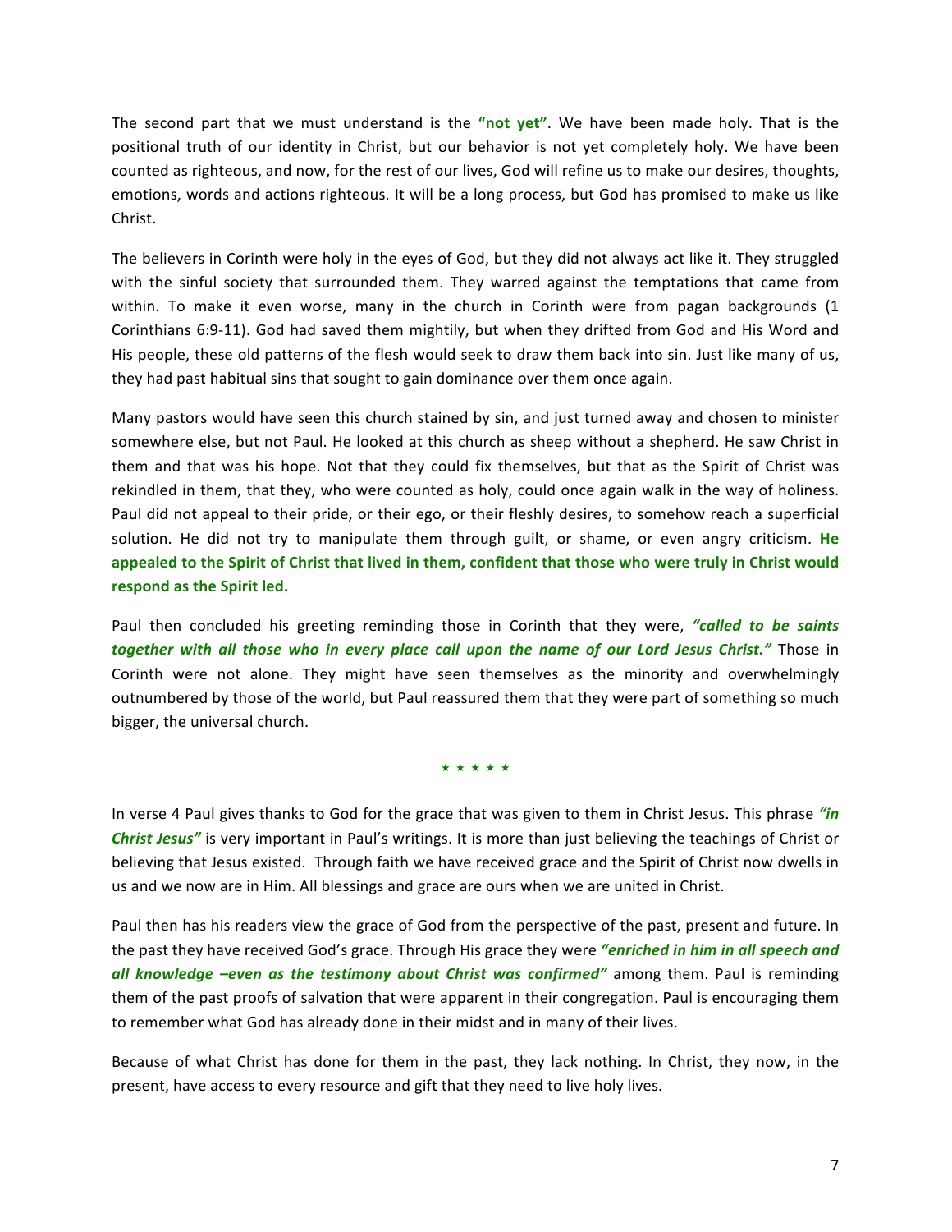The second part that we must understand is the **"not yet"**. We have been made holy. That is the positional truth of our identity in Christ, but our behavior is not yet completely holy. We have been counted as righteous, and now, for the rest of our lives, God will refine us to make our desires, thoughts, emotions, words and actions righteous. It will be a long process, but God has promised to make us like Christ.

The believers in Corinth were holy in the eyes of God, but they did not always act like it. They struggled with the sinful society that surrounded them. They warred against the temptations that came from within. To make it even worse, many in the church in Corinth were from pagan backgrounds (1 Corinthians 6:9-11). God had saved them mightily, but when they drifted from God and His Word and His people, these old patterns of the flesh would seek to draw them back into sin. Just like many of us, they had past habitual sins that sought to gain dominance over them once again.

Many pastors would have seen this church stained by sin, and just turned away and chosen to minister somewhere else, but not Paul. He looked at this church as sheep without a shepherd. He saw Christ in them and that was his hope. Not that they could fix themselves, but that as the Spirit of Christ was rekindled in them, that they, who were counted as holy, could once again walk in the way of holiness. Paul did not appeal to their pride, or their ego, or their fleshly desires, to somehow reach a superficial solution. He did not try to manipulate them through guilt, or shame, or even angry criticism. **He appealed to the Spirit of Christ that lived in them, confident that those who were truly in Christ would respond as the Spirit led.**

Paul then concluded his greeting reminding those in Corinth that they were, ***"called to be saints together with all those who in every place call upon the name of our Lord Jesus Christ."*** Those in Corinth were not alone. They might have seen themselves as the minority and overwhelmingly outnumbered by those of the world, but Paul reassured them that they were part of something so much bigger, the universal church.

★ ★ ★ ★ ★

In verse 4 Paul gives thanks to God for the grace that was given to them in Christ Jesus. This phrase ***"in Christ Jesus"*** is very important in Paul's writings. It is more than just believing the teachings of Christ or believing that Jesus existed. Through faith we have received grace and the Spirit of Christ now dwells in us and we now are in Him. All blessings and grace are ours when we are united in Christ.

Paul then has his readers view the grace of God from the perspective of the past, present and future. In the past they have received God's grace. Through His grace they were ***"enriched in him in all speech and all knowledge –even as the testimony about Christ was confirmed"*** among them. Paul is reminding them of the past proofs of salvation that were apparent in their congregation. Paul is encouraging them to remember what God has already done in their midst and in many of their lives.

Because of what Christ has done for them in the past, they lack nothing. In Christ, they now, in the present, have access to every resource and gift that they need to live holy lives.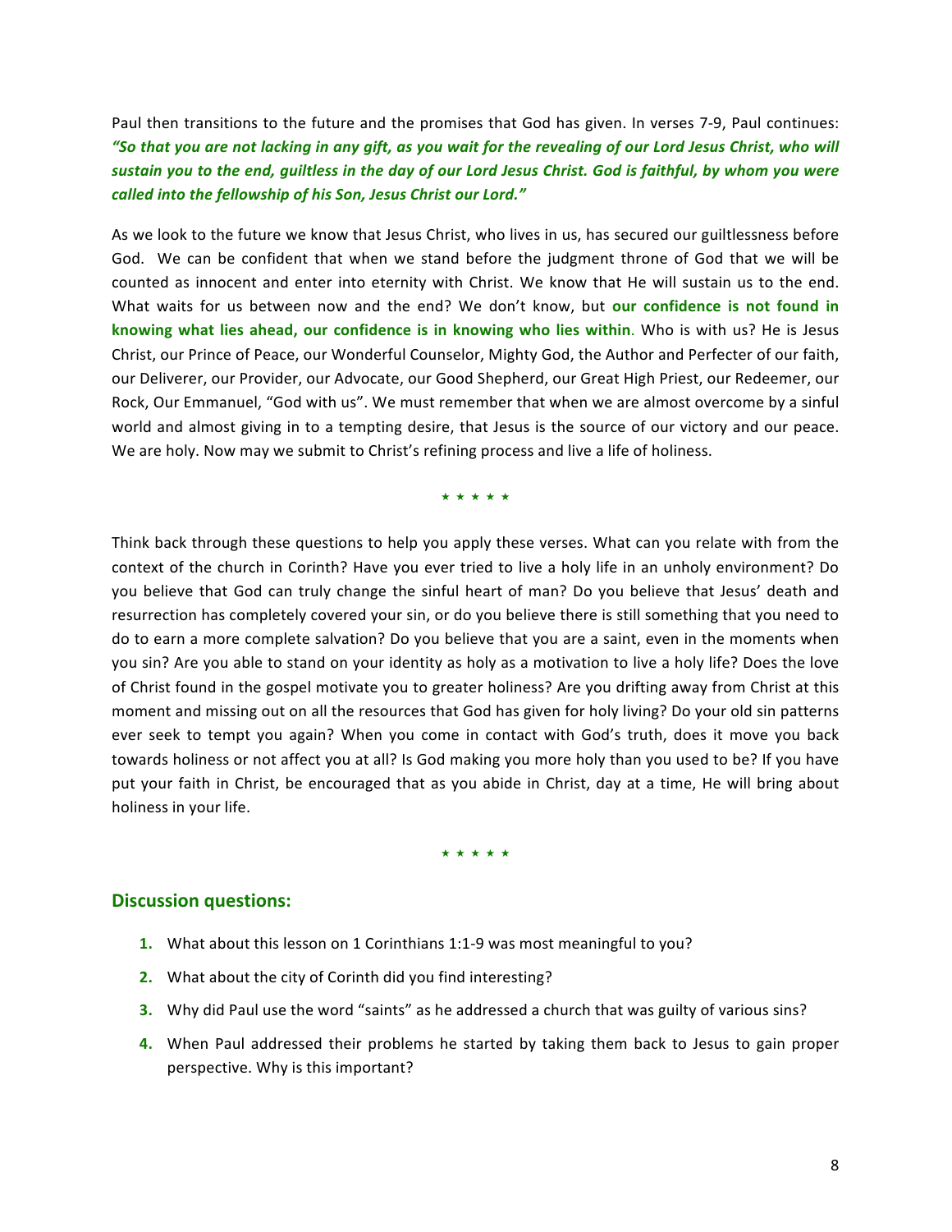Paul then transitions to the future and the promises that God has given. In verses 7-9, Paul continues: ***"So that you are not lacking in any gift, as you wait for the revealing of our Lord Jesus Christ, who will sustain you to the end, guiltless in the day of our Lord Jesus Christ. God is faithful, by whom you were called into the fellowship of his Son, Jesus Christ our Lord."***

As we look to the future we know that Jesus Christ, who lives in us, has secured our guiltlessness before God. We can be confident that when we stand before the judgment throne of God that we will be counted as innocent and enter into eternity with Christ. We know that He will sustain us to the end. What waits for us between now and the end? We don't know, but **our confidence is not found in knowing what lies ahead, our confidence is in knowing who lies within**. Who is with us? He is Jesus Christ, our Prince of Peace, our Wonderful Counselor, Mighty God, the Author and Perfecter of our faith, our Deliverer, our Provider, our Advocate, our Good Shepherd, our Great High Priest, our Redeemer, our Rock, Our Emmanuel, "God with us". We must remember that when we are almost overcome by a sinful world and almost giving in to a tempting desire, that Jesus is the source of our victory and our peace. We are holy. Now may we submit to Christ's refining process and live a life of holiness.

⋆ ⋆ ⋆ ⋆ ⋆

Think back through these questions to help you apply these verses. What can you relate with from the context of the church in Corinth? Have you ever tried to live a holy life in an unholy environment? Do you believe that God can truly change the sinful heart of man? Do you believe that Jesus' death and resurrection has completely covered your sin, or do you believe there is still something that you need to do to earn a more complete salvation? Do you believe that you are a saint, even in the moments when you sin? Are you able to stand on your identity as holy as a motivation to live a holy life? Does the love of Christ found in the gospel motivate you to greater holiness? Are you drifting away from Christ at this moment and missing out on all the resources that God has given for holy living? Do your old sin patterns ever seek to tempt you again? When you come in contact with God's truth, does it move you back towards holiness or not affect you at all? Is God making you more holy than you used to be? If you have put your faith in Christ, be encouraged that as you abide in Christ, day at a time, He will bring about holiness in your life.

⋆ ⋆ ⋆ ⋆ ⋆

## Discussion questions:

1. What about this lesson on 1 Corinthians 1:1-9 was most meaningful to you?
2. What about the city of Corinth did you find interesting?
3. Why did Paul use the word "saints" as he addressed a church that was guilty of various sins?
4. When Paul addressed their problems he started by taking them back to Jesus to gain proper perspective. Why is this important?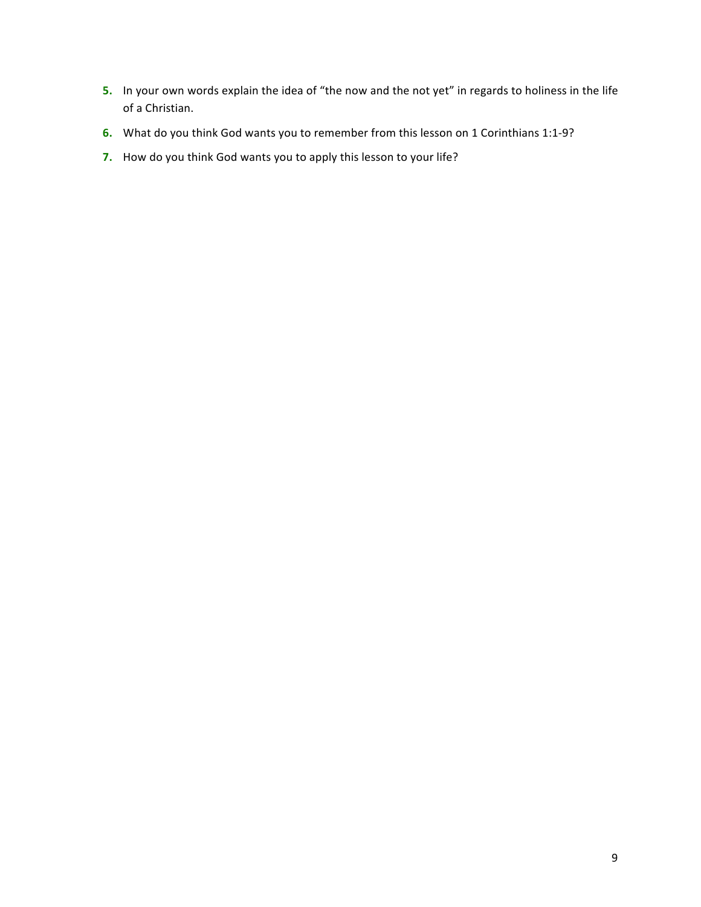5. In your own words explain the idea of "the now and the not yet" in regards to holiness in the life of a Christian.
6. What do you think God wants you to remember from this lesson on 1 Corinthians 1:1-9?
7. How do you think God wants you to apply this lesson to your life?